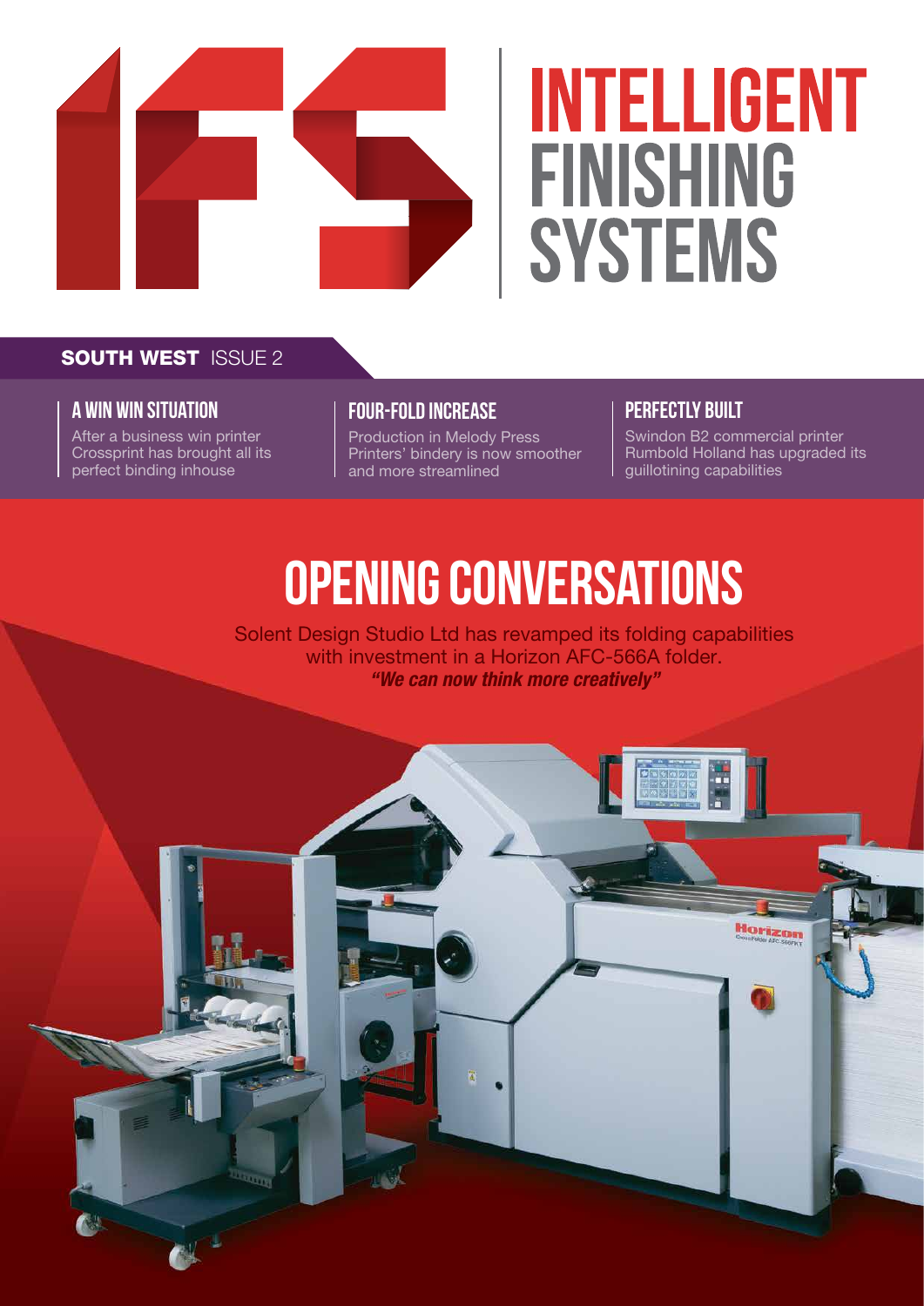# INTELLIGENT FINISHING SYSTEMS

**SOUTH WEST** ISSUE 2

### A WIN WIN SITUATION

After a business win printer Crossprint has brought all its perfect binding inhouse

### FOUR-FOLD INCREASE

Production in Melody Press Printers' bindery is now smoother and more streamlined

### PERFECTLY BUILT

Swindon B2 commercial printer Rumbold Holland has upgraded its guillotining capabilities

## OPENING CONVERSATIONS

Solent Design Studio Ltd has revamped its folding capabilities with investment in a Horizon AFC-566A folder.

***"We can now think more creatively"***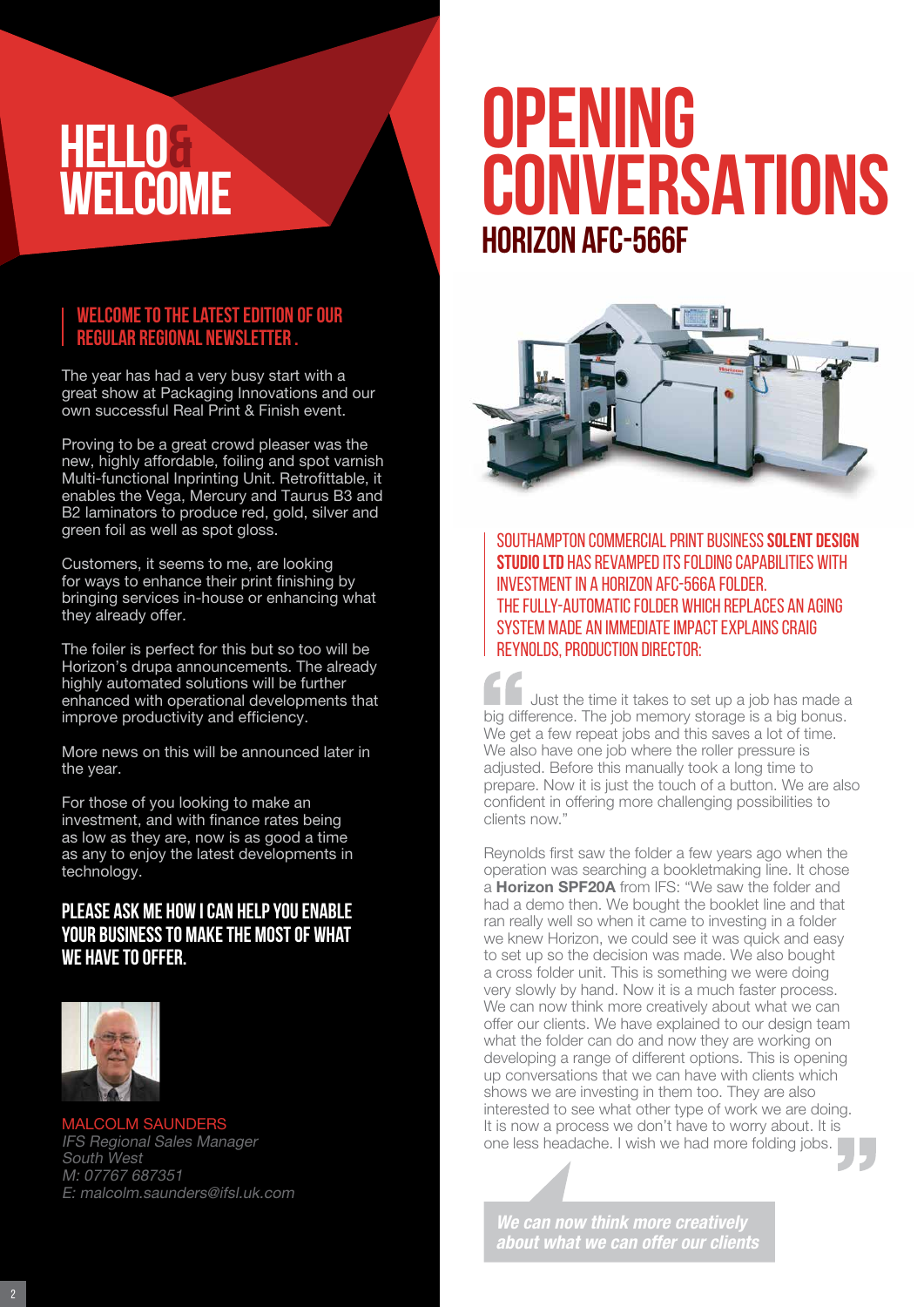# HELLO & WELCOME

## WELCOME TO THE LATEST EDITION OF OUR REGULAR REGIONAL NEWSLETTER .

The year has had a very busy start with a great show at Packaging Innovations and our own successful Real Print & Finish event.

Proving to be a great crowd pleaser was the new, highly affordable, foiling and spot varnish Multi-functional Inprinting Unit. Retrofittable, it enables the Vega, Mercury and Taurus B3 and B2 laminators to produce red, gold, silver and green foil as well as spot gloss.

Customers, it seems to me, are looking for ways to enhance their print finishing by bringing services in-house or enhancing what they already offer.

The foiler is perfect for this but so too will be Horizon's drupa announcements. The already highly automated solutions will be further enhanced with operational developments that improve productivity and efficiency.

More news on this will be announced later in the year.

For those of you looking to make an investment, and with finance rates being as low as they are, now is as good a time as any to enjoy the latest developments in technology.

**PLEASE ASK ME HOW I CAN HELP YOU ENABLE YOUR BUSINESS TO MAKE THE MOST OF WHAT WE HAVE TO OFFER.**

MALCOLM SAUNDERS
*IFS Regional Sales Manager*
*South West*
*M: 07767 687351*
*E: malcolm.saunders@ifsl.uk.com*

# OPENING CONVERSATIONS

## HORIZON AFC-566F

SOUTHAMPTON COMMERCIAL PRINT BUSINESS **SOLENT DESIGN STUDIO LTD** HAS REVAMPED ITS FOLDING CAPABILITIES WITH INVESTMENT IN A HORIZON AFC-566A FOLDER. THE FULLY-AUTOMATIC FOLDER WHICH REPLACES AN AGING SYSTEM MADE AN IMMEDIATE IMPACT EXPLAINS CRAIG REYNOLDS, PRODUCTION DIRECTOR:

"Just the time it takes to set up a job has made a big difference. The job memory storage is a big bonus. We get a few repeat jobs and this saves a lot of time. We also have one job where the roller pressure is adjusted. Before this manually took a long time to prepare. Now it is just the touch of a button. We are also confident in offering more challenging possibilities to clients now."

Reynolds first saw the folder a few years ago when the operation was searching a bookletmaking line. It chose a **Horizon SPF20A** from IFS: "We saw the folder and had a demo then. We bought the booklet line and that ran really well so when it came to investing in a folder we knew Horizon, we could see it was quick and easy to set up so the decision was made. We also bought a cross folder unit. This is something we were doing very slowly by hand. Now it is a much faster process. We can now think more creatively about what we can offer our clients. We have explained to our design team what the folder can do and now they are working on developing a range of different options. This is opening up conversations that we can have with clients which shows we are investing in them too. They are also interested to see what other type of work we are doing. It is now a process we don't have to worry about. It is one less headache. I wish we had more folding jobs."

***We can now think more creatively about what we can offer our clients***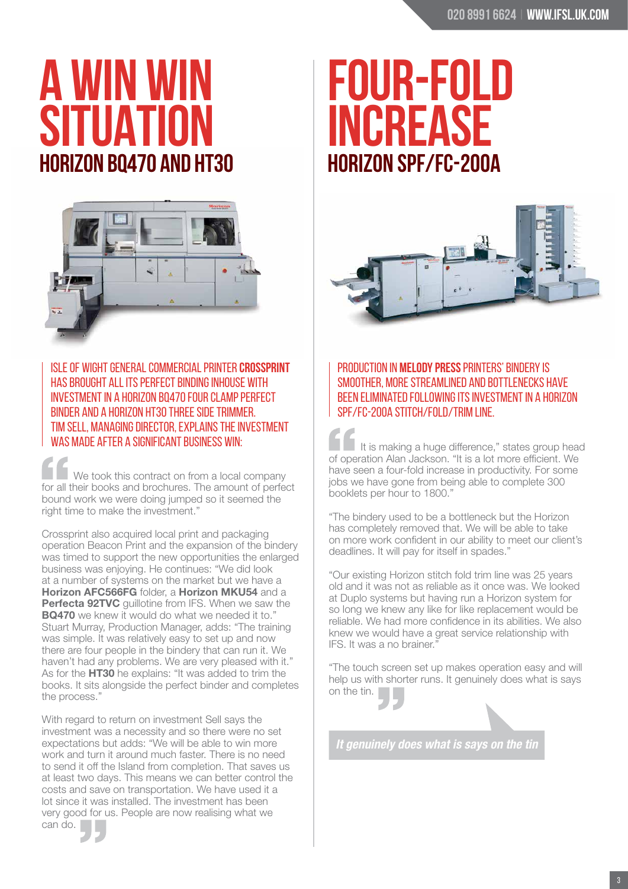# A WIN WIN SITUATION

## HORIZON BQ470 AND HT30

ISLE OF WIGHT GENERAL COMMERCIAL PRINTER **CROSSPRINT** HAS BROUGHT ALL ITS PERFECT BINDING INHOUSE WITH INVESTMENT IN A HORIZON BQ470 FOUR CLAMP PERFECT BINDER AND A HORIZON HT30 THREE SIDE TRIMMER. TIM SELL, MANAGING DIRECTOR, EXPLAINS THE INVESTMENT WAS MADE AFTER A SIGNIFICANT BUSINESS WIN:

"We took this contract on from a local company for all their books and brochures. The amount of perfect bound work we were doing jumped so it seemed the right time to make the investment."

Crossprint also acquired local print and packaging operation Beacon Print and the expansion of the bindery was timed to support the new opportunities the enlarged business was enjoying. He continues: "We did look at a number of systems on the market but we have a **Horizon AFC566FG** folder, a **Horizon MKU54** and a **Perfecta 92TVC** guillotine from IFS. When we saw the **BQ470** we knew it would do what we needed it to." Stuart Murray, Production Manager, adds: "The training was simple. It was relatively easy to set up and now there are four people in the bindery that can run it. We haven't had any problems. We are very pleased with it." As for the **HT30** he explains: "It was added to trim the books. It sits alongside the perfect binder and completes the process."

With regard to return on investment Sell says the investment was a necessity and so there were no set expectations but adds: "We will be able to win more work and turn it around much faster. There is no need to send it off the Island from completion. That saves us at least two days. This means we can better control the costs and save on transportation. We have used it a lot since it was installed. The investment has been very good for us. People are now realising what we can do."

# FOUR-FOLD INCREASE

## HORIZON SPF/FC-200A

PRODUCTION IN **MELODY PRESS** PRINTERS' BINDERY IS SMOOTHER, MORE STREAMLINED AND BOTTLENECKS HAVE BEEN ELIMINATED FOLLOWING ITS INVESTMENT IN A HORIZON SPF/FC-200A STITCH/FOLD/TRIM LINE.

"It is making a huge difference," states group head of operation Alan Jackson. "It is a lot more efficient. We have seen a four-fold increase in productivity. For some jobs we have gone from being able to complete 300 booklets per hour to 1800."

"The bindery used to be a bottleneck but the Horizon has completely removed that. We will be able to take on more work confident in our ability to meet our client's deadlines. It will pay for itself in spades."

"Our existing Horizon stitch fold trim line was 25 years old and it was not as reliable as it once was. We looked at Duplo systems but having run a Horizon system for so long we knew any like for like replacement would be reliable. We had more confidence in its abilities. We also knew we would have a great service relationship with IFS. It was a no brainer."

"The touch screen set up makes operation easy and will help us with shorter runs. It genuinely does what is says on the tin."

*It genuinely does what is says on the tin*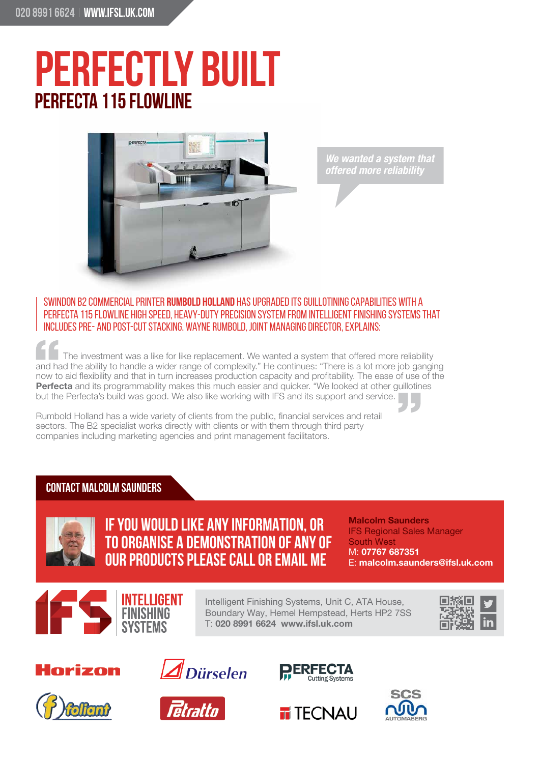020 8991 6624 | WWW.IFSL.UK.COM

# PERFECTLY BUILT

## PERFECTA 115 FLOWLINE

*We wanted a system that offered more reliability*

SWINDON B2 COMMERCIAL PRINTER **RUMBOLD HOLLAND** HAS UPGRADED ITS GUILLOTINING CAPABILITIES WITH A PERFECTA 115 FLOWLINE HIGH SPEED, HEAVY-DUTY PRECISION SYSTEM FROM INTELLIGENT FINISHING SYSTEMS THAT INCLUDES PRE- AND POST-CUT STACKING. WAYNE RUMBOLD, JOINT MANAGING DIRECTOR, EXPLAINS:

"The investment was a like for like replacement. We wanted a system that offered more reliability and had the ability to handle a wider range of complexity." He continues: "There is a lot more job ganging now to aid flexibility and that in turn increases production capacity and profitability. The ease of use of the **Perfecta** and its programmability makes this much easier and quicker. "We looked at other guillotines but the Perfecta's build was good. We also like working with IFS and its support and service."

Rumbold Holland has a wide variety of clients from the public, financial services and retail sectors. The B2 specialist works directly with clients or with them through third party companies including marketing agencies and print management facilitators.

### CONTACT MALCOLM SAUNDERS

**IF YOU WOULD LIKE ANY INFORMATION, OR TO ORGANISE A DEMONSTRATION OF ANY OF OUR PRODUCTS PLEASE CALL OR EMAIL ME**

**Malcolm Saunders**
IFS Regional Sales Manager
South West
M: **07767 687351**
E: **malcolm.saunders@ifsl.uk.com**

INTELLIGENT FINISHING SYSTEMS

Intelligent Finishing Systems, Unit C, ATA House, Boundary Way, Hemel Hempstead, Herts HP2 7SS
T: **020 8991 6624** **www.ifsl.uk.com**

Horizon | Dürselen | Perfecta Cutting Systems | foliant | Petratto | Tecnau | SCS Automaberg